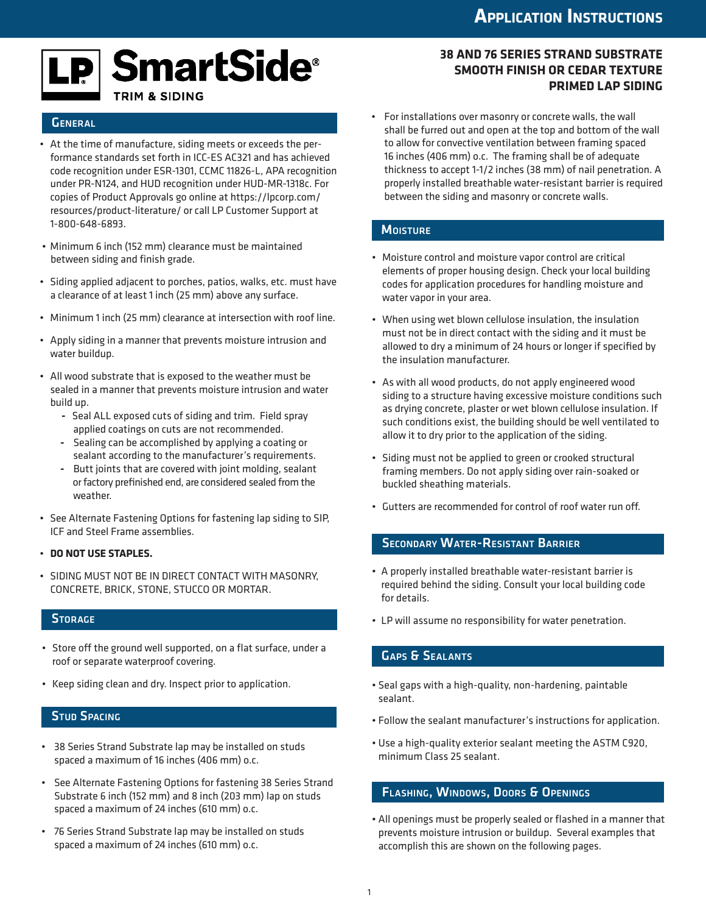# LP SmartSide® TRIM & SIDING

## Application Instructions

### 38 AND 76 SERIES STRAND SUBSTRATE SMOOTH FINISH OR CEDAR TEXTURE PRIMED LAP SIDING

## General

- At the time of manufacture, siding meets or exceeds the performance standards set forth in ICC-ES AC321 and has achieved code recognition under ESR-1301, CCMC 11826-L, APA recognition under PR-N124, and HUD recognition under HUD-MR-1318c. For copies of Product Approvals go online at https://lpcorp.com/resources/product-literature/ or call LP Customer Support at 1-800-648-6893.
- Minimum 6 inch (152 mm) clearance must be maintained between siding and finish grade.
- Siding applied adjacent to porches, patios, walks, etc. must have a clearance of at least 1 inch (25 mm) above any surface.
- Minimum 1 inch (25 mm) clearance at intersection with roof line.
- Apply siding in a manner that prevents moisture intrusion and water buildup.
- All wood substrate that is exposed to the weather must be sealed in a manner that prevents moisture intrusion and water build up.
  - Seal ALL exposed cuts of siding and trim. Field spray applied coatings on cuts are not recommended.
  - Sealing can be accomplished by applying a coating or sealant according to the manufacturer's requirements.
  - Butt joints that are covered with joint molding, sealant or factory prefinished end, are considered sealed from the weather.
- See Alternate Fastening Options for fastening lap siding to SIP, ICF and Steel Frame assemblies.
- **DO NOT USE STAPLES.**
- SIDING MUST NOT BE IN DIRECT CONTACT WITH MASONRY, CONCRETE, BRICK, STONE, STUCCO OR MORTAR.

## Storage

- Store off the ground well supported, on a flat surface, under a roof or separate waterproof covering.
- Keep siding clean and dry. Inspect prior to application.

## Stud Spacing

- 38 Series Strand Substrate lap may be installed on studs spaced a maximum of 16 inches (406 mm) o.c.
- See Alternate Fastening Options for fastening 38 Series Strand Substrate 6 inch (152 mm) and 8 inch (203 mm) lap on studs spaced a maximum of 24 inches (610 mm) o.c.
- 76 Series Strand Substrate lap may be installed on studs spaced a maximum of 24 inches (610 mm) o.c.
- For installations over masonry or concrete walls, the wall shall be furred out and open at the top and bottom of the wall to allow for convective ventilation between framing spaced 16 inches (406 mm) o.c. The framing shall be of adequate thickness to accept 1-1/2 inches (38 mm) of nail penetration. A properly installed breathable water-resistant barrier is required between the siding and masonry or concrete walls.

## Moisture

- Moisture control and moisture vapor control are critical elements of proper housing design. Check your local building codes for application procedures for handling moisture and water vapor in your area.
- When using wet blown cellulose insulation, the insulation must not be in direct contact with the siding and it must be allowed to dry a minimum of 24 hours or longer if specified by the insulation manufacturer.
- As with all wood products, do not apply engineered wood siding to a structure having excessive moisture conditions such as drying concrete, plaster or wet blown cellulose insulation. If such conditions exist, the building should be well ventilated to allow it to dry prior to the application of the siding.
- Siding must not be applied to green or crooked structural framing members. Do not apply siding over rain-soaked or buckled sheathing materials.
- Gutters are recommended for control of roof water run off.

## Secondary Water-Resistant Barrier

- A properly installed breathable water-resistant barrier is required behind the siding. Consult your local building code for details.
- LP will assume no responsibility for water penetration.

## Gaps & Sealants

- Seal gaps with a high-quality, non-hardening, paintable sealant.
- Follow the sealant manufacturer's instructions for application.
- Use a high-quality exterior sealant meeting the ASTM C920, minimum Class 25 sealant.

## Flashing, Windows, Doors & Openings

- All openings must be properly sealed or flashed in a manner that prevents moisture intrusion or buildup. Several examples that accomplish this are shown on the following pages.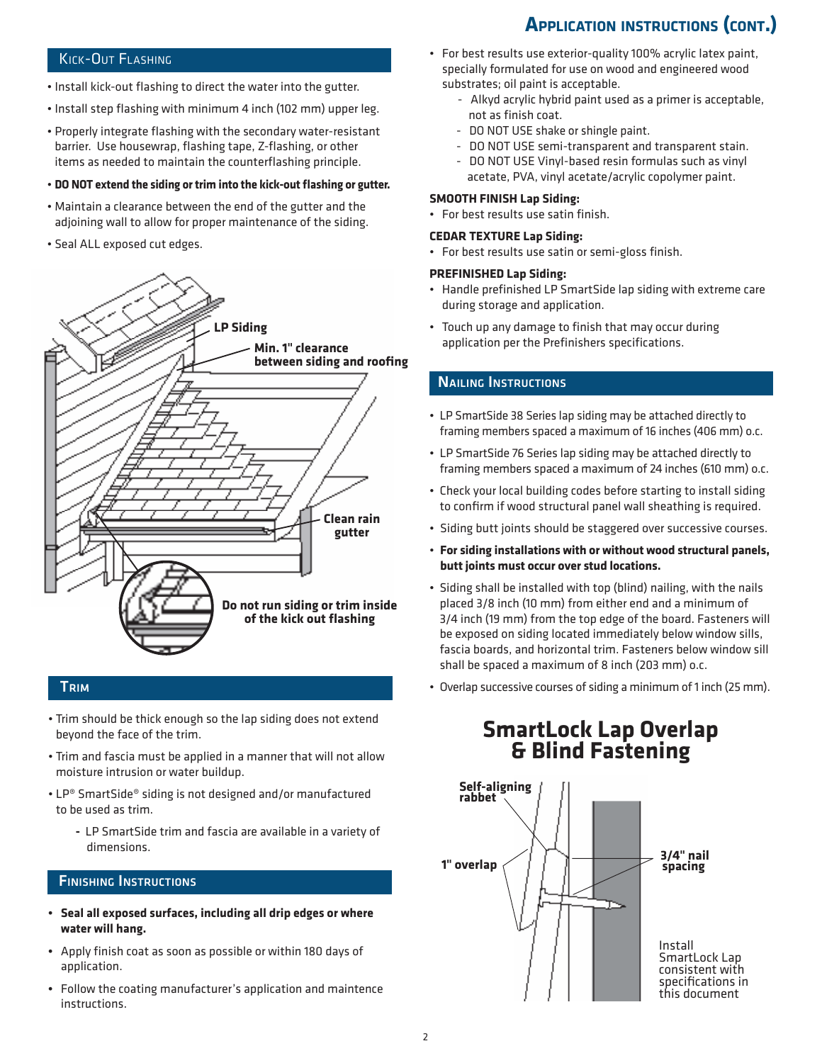# Application Instructions (cont.)

## Kick-Out Flashing

- Install kick-out flashing to direct the water into the gutter.
- Install step flashing with minimum 4 inch (102 mm) upper leg.
- Properly integrate flashing with the secondary water-resistant barrier. Use housewrap, flashing tape, Z-flashing, or other items as needed to maintain the counterflashing principle.
- **DO NOT extend the siding or trim into the kick-out flashing or gutter.**
- Maintain a clearance between the end of the gutter and the adjoining wall to allow for proper maintenance of the siding.
- Seal ALL exposed cut edges.

LP Siding

Min. 1" clearance between siding and roofing

Clean rain gutter

Do not run siding or trim inside of the kick out flashing

## Trim

- Trim should be thick enough so the lap siding does not extend beyond the face of the trim.
- Trim and fascia must be applied in a manner that will not allow moisture intrusion or water buildup.
- LP® SmartSide® siding is not designed and/or manufactured to be used as trim.
  - LP SmartSide trim and fascia are available in a variety of dimensions.

## Finishing Instructions

- **Seal all exposed surfaces, including all drip edges or where water will hang.**
- Apply finish coat as soon as possible or within 180 days of application.
- Follow the coating manufacturer's application and maintence instructions.
- For best results use exterior-quality 100% acrylic latex paint, specially formulated for use on wood and engineered wood substrates; oil paint is acceptable.
  - Alkyd acrylic hybrid paint used as a primer is acceptable, not as finish coat.
  - DO NOT USE shake or shingle paint.
  - DO NOT USE semi-transparent and transparent stain.
  - DO NOT USE Vinyl-based resin formulas such as vinyl acetate, PVA, vinyl acetate/acrylic copolymer paint.

**SMOOTH FINISH Lap Siding:**

- For best results use satin finish.

**CEDAR TEXTURE Lap Siding:**

- For best results use satin or semi-gloss finish.

**PREFINISHED Lap Siding:**

- Handle prefinished LP SmartSide lap siding with extreme care during storage and application.
- Touch up any damage to finish that may occur during application per the Prefinishers specifications.

## Nailing Instructions

- LP SmartSide 38 Series lap siding may be attached directly to framing members spaced a maximum of 16 inches (406 mm) o.c.
- LP SmartSide 76 Series lap siding may be attached directly to framing members spaced a maximum of 24 inches (610 mm) o.c.
- Check your local building codes before starting to install siding to confirm if wood structural panel wall sheathing is required.
- Siding butt joints should be staggered over successive courses.
- **For siding installations with or without wood structural panels, butt joints must occur over stud locations.**
- Siding shall be installed with top (blind) nailing, with the nails placed 3/8 inch (10 mm) from either end and a minimum of 3/4 inch (19 mm) from the top edge of the board. Fasteners will be exposed on siding located immediately below window sills, fascia boards, and horizontal trim. Fasteners below window sill shall be spaced a maximum of 8 inch (203 mm) o.c.
- Overlap successive courses of siding a minimum of 1 inch (25 mm).

## SmartLock Lap Overlap & Blind Fastening

Self-aligning rabbet

1" overlap

3/4" nail spacing

Install SmartLock Lap consistent with specifications in this document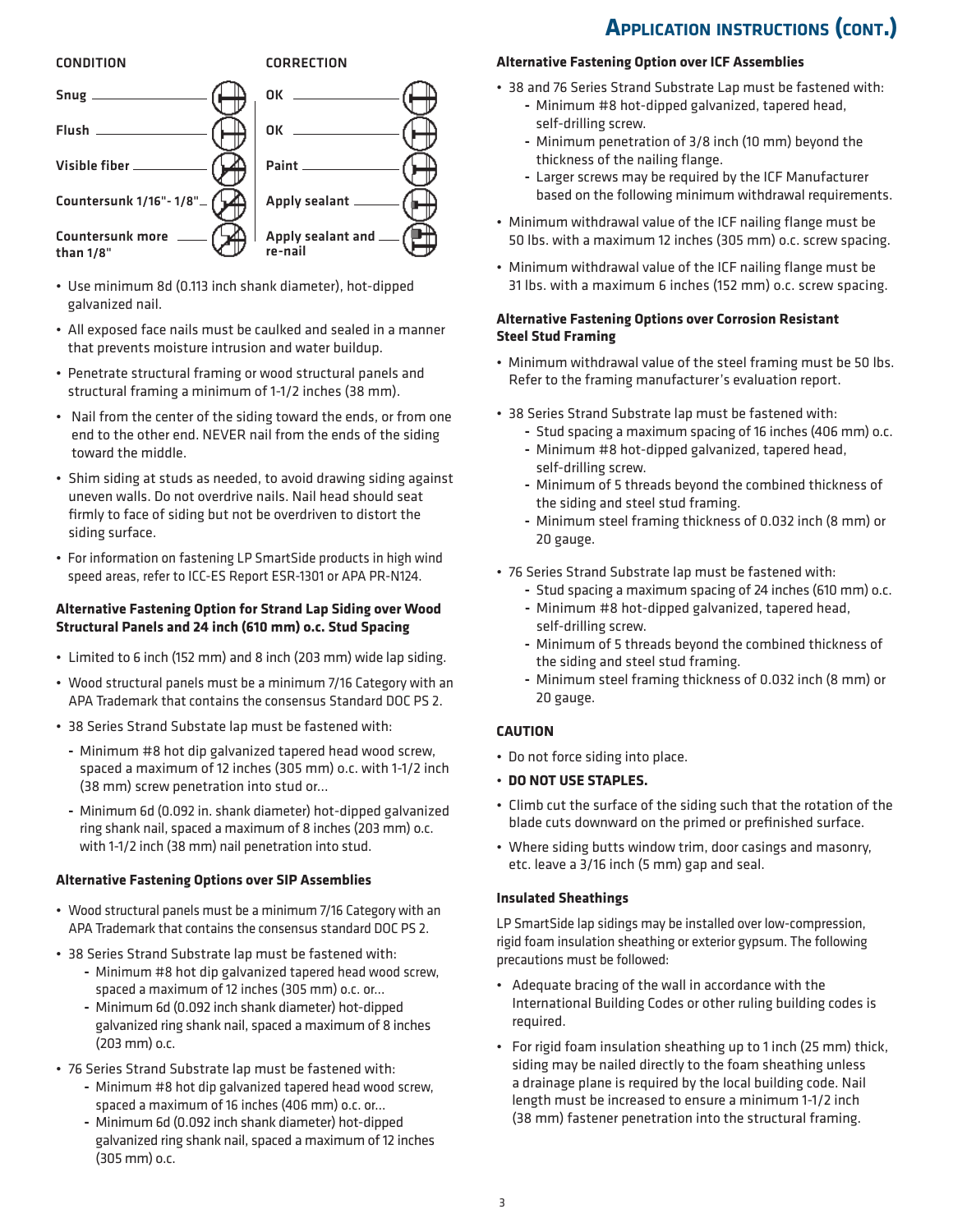## Application instructions (cont.)

| CONDITION | CORRECTION |
| --- | --- |
| Snug | OK |
| Flush | OK |
| Visible fiber | Paint |
| Countersunk 1/16"- 1/8" | Apply sealant |
| Countersunk more than 1/8" | Apply sealant and re-nail |

- Use minimum 8d (0.113 inch shank diameter), hot-dipped galvanized nail.
- All exposed face nails must be caulked and sealed in a manner that prevents moisture intrusion and water buildup.
- Penetrate structural framing or wood structural panels and structural framing a minimum of 1-1/2 inches (38 mm).
- Nail from the center of the siding toward the ends, or from one end to the other end. NEVER nail from the ends of the siding toward the middle.
- Shim siding at studs as needed, to avoid drawing siding against uneven walls. Do not overdrive nails. Nail head should seat firmly to face of siding but not be overdriven to distort the siding surface.
- For information on fastening LP SmartSide products in high wind speed areas, refer to ICC-ES Report ESR-1301 or APA PR-N124.

**Alternative Fastening Option for Strand Lap Siding over Wood Structural Panels and 24 inch (610 mm) o.c. Stud Spacing**

- Limited to 6 inch (152 mm) and 8 inch (203 mm) wide lap siding.
- Wood structural panels must be a minimum 7/16 Category with an APA Trademark that contains the consensus Standard DOC PS 2.
- 38 Series Strand Substate lap must be fastened with:
  - Minimum #8 hot dip galvanized tapered head wood screw, spaced a maximum of 12 inches (305 mm) o.c. with 1-1/2 inch (38 mm) screw penetration into stud or...
  - Minimum 6d (0.092 in. shank diameter) hot-dipped galvanized ring shank nail, spaced a maximum of 8 inches (203 mm) o.c. with 1-1/2 inch (38 mm) nail penetration into stud.

**Alternative Fastening Options over SIP Assemblies**

- Wood structural panels must be a minimum 7/16 Category with an APA Trademark that contains the consensus standard DOC PS 2.
- 38 Series Strand Substrate lap must be fastened with:
  - Minimum #8 hot dip galvanized tapered head wood screw, spaced a maximum of 12 inches (305 mm) o.c. or...
  - Minimum 6d (0.092 inch shank diameter) hot-dipped galvanized ring shank nail, spaced a maximum of 8 inches (203 mm) o.c.
- 76 Series Strand Substrate lap must be fastened with:
  - Minimum #8 hot dip galvanized tapered head wood screw, spaced a maximum of 16 inches (406 mm) o.c. or...
  - Minimum 6d (0.092 inch shank diameter) hot-dipped galvanized ring shank nail, spaced a maximum of 12 inches (305 mm) o.c.

**Alternative Fastening Option over ICF Assemblies**

- 38 and 76 Series Strand Substrate Lap must be fastened with:
  - Minimum #8 hot-dipped galvanized, tapered head, self-drilling screw.
  - Minimum penetration of 3/8 inch (10 mm) beyond the thickness of the nailing flange.
  - Larger screws may be required by the ICF Manufacturer based on the following minimum withdrawal requirements.
- Minimum withdrawal value of the ICF nailing flange must be 50 lbs. with a maximum 12 inches (305 mm) o.c. screw spacing.
- Minimum withdrawal value of the ICF nailing flange must be 31 lbs. with a maximum 6 inches (152 mm) o.c. screw spacing.

**Alternative Fastening Options over Corrosion Resistant Steel Stud Framing**

- Minimum withdrawal value of the steel framing must be 50 lbs. Refer to the framing manufacturer's evaluation report.
- 38 Series Strand Substrate lap must be fastened with:
  - Stud spacing a maximum spacing of 16 inches (406 mm) o.c.
  - Minimum #8 hot-dipped galvanized, tapered head, self-drilling screw.
  - Minimum of 5 threads beyond the combined thickness of the siding and steel stud framing.
  - Minimum steel framing thickness of 0.032 inch (8 mm) or 20 gauge.
- 76 Series Strand Substrate lap must be fastened with:
  - Stud spacing a maximum spacing of 24 inches (610 mm) o.c.
  - Minimum #8 hot-dipped galvanized, tapered head, self-drilling screw.
  - Minimum of 5 threads beyond the combined thickness of the siding and steel stud framing.
  - Minimum steel framing thickness of 0.032 inch (8 mm) or 20 gauge.

**CAUTION**

- Do not force siding into place.
- **DO NOT USE STAPLES.**
- Climb cut the surface of the siding such that the rotation of the blade cuts downward on the primed or prefinished surface.
- Where siding butts window trim, door casings and masonry, etc. leave a 3/16 inch (5 mm) gap and seal.

**Insulated Sheathings**

LP SmartSide lap sidings may be installed over low-compression, rigid foam insulation sheathing or exterior gypsum. The following precautions must be followed:

- Adequate bracing of the wall in accordance with the International Building Codes or other ruling building codes is required.
- For rigid foam insulation sheathing up to 1 inch (25 mm) thick, siding may be nailed directly to the foam sheathing unless a drainage plane is required by the local building code. Nail length must be increased to ensure a minimum 1-1/2 inch (38 mm) fastener penetration into the structural framing.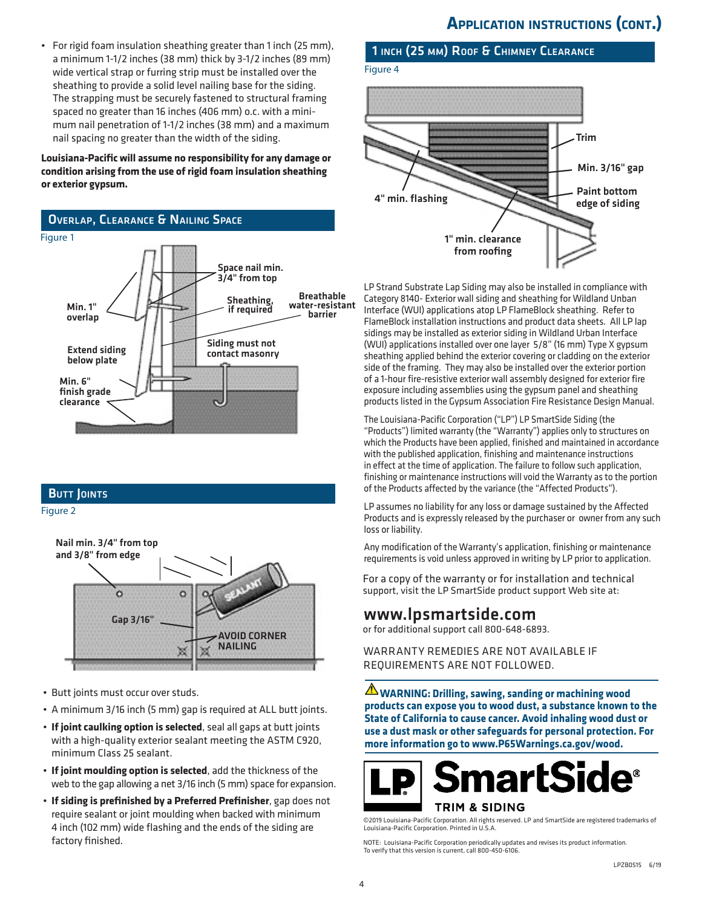## Application instructions (cont.)

- For rigid foam insulation sheathing greater than 1 inch (25 mm), a minimum 1-1/2 inches (38 mm) thick by 3-1/2 inches (89 mm) wide vertical strap or furring strip must be installed over the sheathing to provide a solid level nailing base for the siding. The strapping must be securely fastened to structural framing spaced no greater than 16 inches (406 mm) o.c. with a minimum nail penetration of 1-1/2 inches (38 mm) and a maximum nail spacing no greater than the width of the siding.

**Louisiana-Pacific will assume no responsibility for any damage or condition arising from the use of rigid foam insulation sheathing or exterior gypsum.**

### Overlap, Clearance & Nailing Space

Figure 1

Space nail min. 3/4" from top

Min. 1" overlap

Sheathing, if required

Breathable water-resistant barrier

Extend siding below plate

Siding must not contact masonry

Min. 6" finish grade clearance

### Butt Joints

Figure 2

Nail min. 3/4" from top and 3/8" from edge

SEALANT

Gap 3/16"

AVOID CORNER NAILING

- Butt joints must occur over studs.
- A minimum 3/16 inch (5 mm) gap is required at ALL butt joints.
- **If joint caulking option is selected**, seal all gaps at butt joints with a high-quality exterior sealant meeting the ASTM C920, minimum Class 25 sealant.
- **If joint moulding option is selected**, add the thickness of the web to the gap allowing a net 3/16 inch (5 mm) space for expansion.
- **If siding is prefinished by a Preferred Prefinisher**, gap does not require sealant or joint moulding when backed with minimum 4 inch (102 mm) wide flashing and the ends of the siding are factory finished.

### 1 inch (25 mm) Roof & Chimney Clearance

Figure 4

Trim

Min. 3/16" gap

4" min. flashing

Paint bottom edge of siding

1" min. clearance from roofing

LP Strand Substrate Lap Siding may also be installed in compliance with Category 8140- Exterior wall siding and sheathing for Wildland Urban Interface (WUI) applications atop LP FlameBlock sheathing. Refer to FlameBlock installation instructions and product data sheets. All LP lap sidings may be installed as exterior siding in Wildland Urban Interface (WUI) applications installed over one layer 5/8" (16 mm) Type X gypsum sheathing applied behind the exterior covering or cladding on the exterior side of the framing. They may also be installed over the exterior portion of a 1-hour fire-resistive exterior wall assembly designed for exterior fire exposure including assemblies using the gypsum panel and sheathing products listed in the Gypsum Association Fire Resistance Design Manual.

The Louisiana-Pacific Corporation ("LP") LP SmartSide Siding (the "Products") limited warranty (the "Warranty") applies only to structures on which the Products have been applied, finished and maintained in accordance with the published application, finishing and maintenance instructions in effect at the time of application. The failure to follow such application, finishing or maintenance instructions will void the Warranty as to the portion of the Products affected by the variance (the "Affected Products").

LP assumes no liability for any loss or damage sustained by the Affected Products and is expressly released by the purchaser or owner from any such loss or liability.

Any modification of the Warranty's application, finishing or maintenance requirements is void unless approved in writing by LP prior to application.

For a copy of the warranty or for installation and technical support, visit the LP SmartSide product support Web site at:

## www.lpsmartside.com

or for additional support call 800-648-6893.

WARRANTY REMEDIES ARE NOT AVAILABLE IF REQUIREMENTS ARE NOT FOLLOWED.

**⚠WARNING: Drilling, sawing, sanding or machining wood products can expose you to wood dust, a substance known to the State of California to cause cancer. Avoid inhaling wood dust or use a dust mask or other safeguards for personal protection. For more information go to www.P65Warnings.ca.gov/wood.**

LP SmartSide® TRIM & SIDING

©2019 Louisiana-Pacific Corporation. All rights reserved. LP and SmartSide are registered trademarks of Louisiana-Pacific Corporation. Printed in U.S.A.

NOTE: Louisiana-Pacific Corporation periodically updates and revises its product information. To verify that this version is current, call 800-450-6106.

LPZB0515 6/19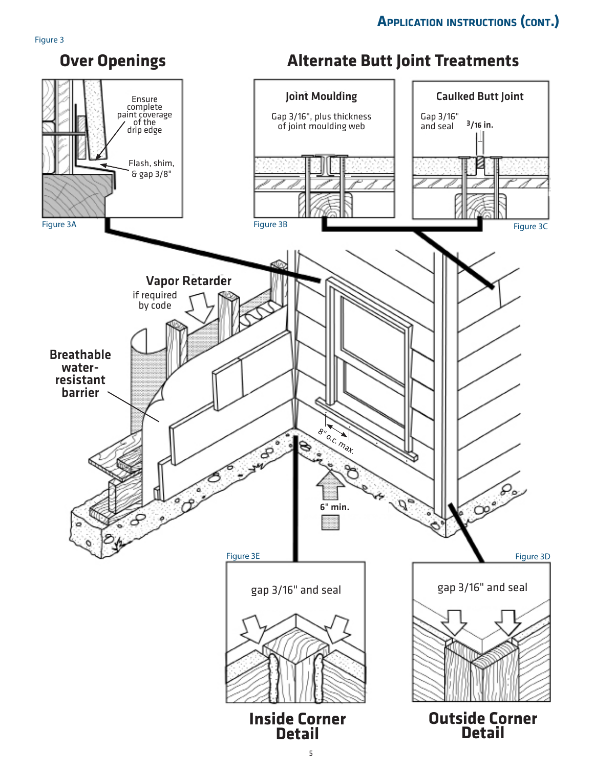Figure 3

## Over Openings

Ensure complete paint coverage of the drip edge

Flash, shim, & gap 3/8"

Figure 3A

## Alternate Butt Joint Treatments

### Joint Moulding

Gap 3/16", plus thickness of joint moulding web

Figure 3B

### Caulked Butt Joint

Gap 3/16" and seal

3/16 in.

Figure 3C

**Vapor Retarder**

if required by code

**Breathable water-resistant barrier**

8" o.c. max.

6" min.

Figure 3E

gap 3/16" and seal

**Inside Corner Detail**

Figure 3D

gap 3/16" and seal

**Outside Corner Detail**